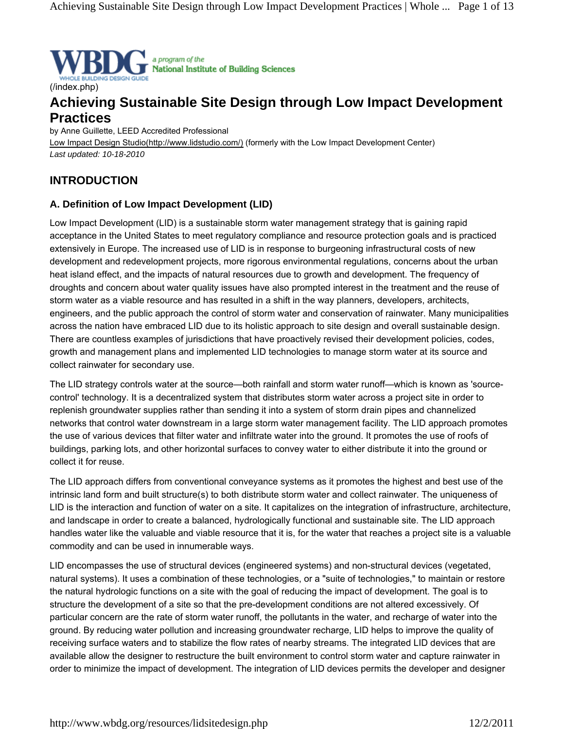(/index.php)

# Achieving Sustainable Site Design through Low Impact Development Practices

by Anne Guillette, LEED Accredited Professional
Low Impact Design Studio(http://www.lidstudio.com/) (formerly with the Low Impact Development Center)
*Last updated: 10-18-2010*

## INTRODUCTION

### A. Definition of Low Impact Development (LID)

Low Impact Development (LID) is a sustainable storm water management strategy that is gaining rapid acceptance in the United States to meet regulatory compliance and resource protection goals and is practiced extensively in Europe. The increased use of LID is in response to burgeoning infrastructural costs of new development and redevelopment projects, more rigorous environmental regulations, concerns about the urban heat island effect, and the impacts of natural resources due to growth and development. The frequency of droughts and concern about water quality issues have also prompted interest in the treatment and the reuse of storm water as a viable resource and has resulted in a shift in the way planners, developers, architects, engineers, and the public approach the control of storm water and conservation of rainwater. Many municipalities across the nation have embraced LID due to its holistic approach to site design and overall sustainable design. There are countless examples of jurisdictions that have proactively revised their development policies, codes, growth and management plans and implemented LID technologies to manage storm water at its source and collect rainwater for secondary use.

The LID strategy controls water at the source—both rainfall and storm water runoff—which is known as 'source-control' technology. It is a decentralized system that distributes storm water across a project site in order to replenish groundwater supplies rather than sending it into a system of storm drain pipes and channelized networks that control water downstream in a large storm water management facility. The LID approach promotes the use of various devices that filter water and infiltrate water into the ground. It promotes the use of roofs of buildings, parking lots, and other horizontal surfaces to convey water to either distribute it into the ground or collect it for reuse.

The LID approach differs from conventional conveyance systems as it promotes the highest and best use of the intrinsic land form and built structure(s) to both distribute storm water and collect rainwater. The uniqueness of LID is the interaction and function of water on a site. It capitalizes on the integration of infrastructure, architecture, and landscape in order to create a balanced, hydrologically functional and sustainable site. The LID approach handles water like the valuable and viable resource that it is, for the water that reaches a project site is a valuable commodity and can be used in innumerable ways.

LID encompasses the use of structural devices (engineered systems) and non-structural devices (vegetated, natural systems). It uses a combination of these technologies, or a "suite of technologies," to maintain or restore the natural hydrologic functions on a site with the goal of reducing the impact of development. The goal is to structure the development of a site so that the pre-development conditions are not altered excessively. Of particular concern are the rate of storm water runoff, the pollutants in the water, and recharge of water into the ground. By reducing water pollution and increasing groundwater recharge, LID helps to improve the quality of receiving surface waters and to stabilize the flow rates of nearby streams. The integrated LID devices that are available allow the designer to restructure the built environment to control storm water and capture rainwater in order to minimize the impact of development. The integration of LID devices permits the developer and designer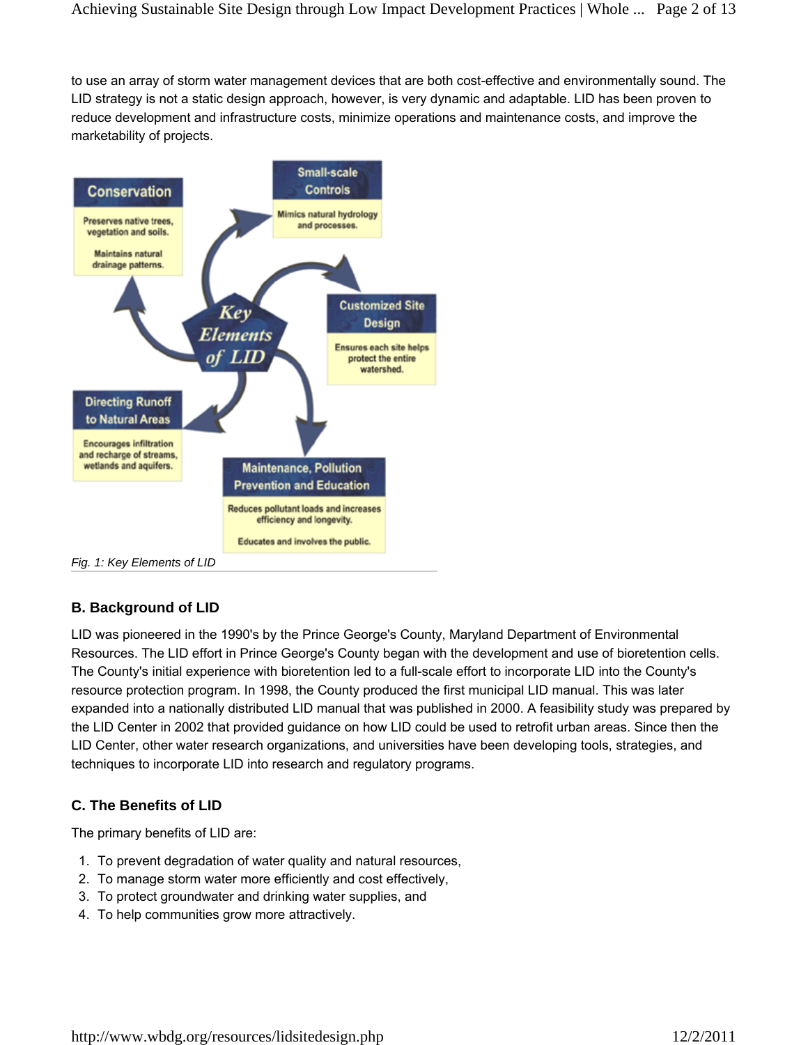to use an array of storm water management devices that are both cost-effective and environmentally sound. The LID strategy is not a static design approach, however, is very dynamic and adaptable. LID has been proven to reduce development and infrastructure costs, minimize operations and maintenance costs, and improve the marketability of projects.

**Key Elements of LID**

**Conservation**
Preserves native trees, vegetation and soils.
Maintains natural drainage patterns.

**Small-scale Controls**
Mimics natural hydrology and processes.

**Customized Site Design**
Ensures each site helps protect the entire watershed.

**Maintenance, Pollution Prevention and Education**
Reduces pollutant loads and increases efficiency and longevity.
Educates and involves the public.

**Directing Runoff to Natural Areas**
Encourages infiltration and recharge of streams, wetlands and aquifers.

*Fig. 1: Key Elements of LID*

## B. Background of LID

LID was pioneered in the 1990's by the Prince George's County, Maryland Department of Environmental Resources. The LID effort in Prince George's County began with the development and use of bioretention cells. The County's initial experience with bioretention led to a full-scale effort to incorporate LID into the County's resource protection program. In 1998, the County produced the first municipal LID manual. This was later expanded into a nationally distributed LID manual that was published in 2000. A feasibility study was prepared by the LID Center in 2002 that provided guidance on how LID could be used to retrofit urban areas. Since then the LID Center, other water research organizations, and universities have been developing tools, strategies, and techniques to incorporate LID into research and regulatory programs.

## C. The Benefits of LID

The primary benefits of LID are:

1. To prevent degradation of water quality and natural resources,
2. To manage storm water more efficiently and cost effectively,
3. To protect groundwater and drinking water supplies, and
4. To help communities grow more attractively.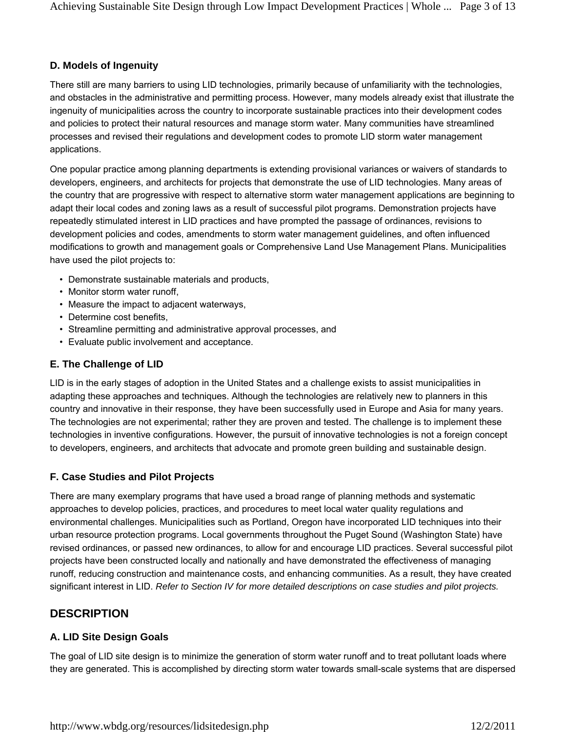### D. Models of Ingenuity

There still are many barriers to using LID technologies, primarily because of unfamiliarity with the technologies, and obstacles in the administrative and permitting process. However, many models already exist that illustrate the ingenuity of municipalities across the country to incorporate sustainable practices into their development codes and policies to protect their natural resources and manage storm water. Many communities have streamlined processes and revised their regulations and development codes to promote LID storm water management applications.

One popular practice among planning departments is extending provisional variances or waivers of standards to developers, engineers, and architects for projects that demonstrate the use of LID technologies. Many areas of the country that are progressive with respect to alternative storm water management applications are beginning to adapt their local codes and zoning laws as a result of successful pilot programs. Demonstration projects have repeatedly stimulated interest in LID practices and have prompted the passage of ordinances, revisions to development policies and codes, amendments to storm water management guidelines, and often influenced modifications to growth and management goals or Comprehensive Land Use Management Plans. Municipalities have used the pilot projects to:

- Demonstrate sustainable materials and products,
- Monitor storm water runoff,
- Measure the impact to adjacent waterways,
- Determine cost benefits,
- Streamline permitting and administrative approval processes, and
- Evaluate public involvement and acceptance.

### E. The Challenge of LID

LID is in the early stages of adoption in the United States and a challenge exists to assist municipalities in adapting these approaches and techniques. Although the technologies are relatively new to planners in this country and innovative in their response, they have been successfully used in Europe and Asia for many years. The technologies are not experimental; rather they are proven and tested. The challenge is to implement these technologies in inventive configurations. However, the pursuit of innovative technologies is not a foreign concept to developers, engineers, and architects that advocate and promote green building and sustainable design.

### F. Case Studies and Pilot Projects

There are many exemplary programs that have used a broad range of planning methods and systematic approaches to develop policies, practices, and procedures to meet local water quality regulations and environmental challenges. Municipalities such as Portland, Oregon have incorporated LID techniques into their urban resource protection programs. Local governments throughout the Puget Sound (Washington State) have revised ordinances, or passed new ordinances, to allow for and encourage LID practices. Several successful pilot projects have been constructed locally and nationally and have demonstrated the effectiveness of managing runoff, reducing construction and maintenance costs, and enhancing communities. As a result, they have created significant interest in LID. *Refer to Section IV for more detailed descriptions on case studies and pilot projects.*

## DESCRIPTION

### A. LID Site Design Goals

The goal of LID site design is to minimize the generation of storm water runoff and to treat pollutant loads where they are generated. This is accomplished by directing storm water towards small-scale systems that are dispersed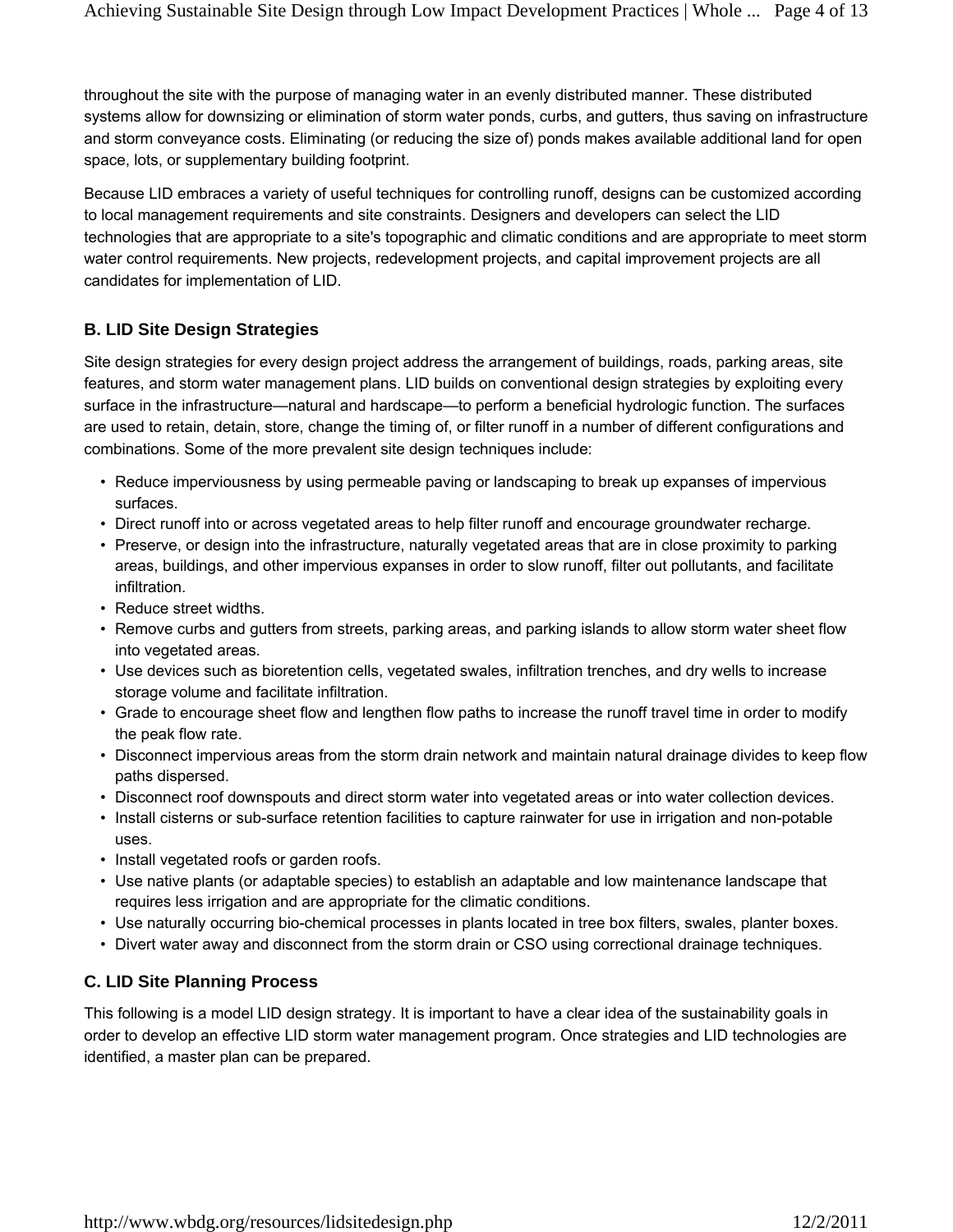throughout the site with the purpose of managing water in an evenly distributed manner. These distributed systems allow for downsizing or elimination of storm water ponds, curbs, and gutters, thus saving on infrastructure and storm conveyance costs. Eliminating (or reducing the size of) ponds makes available additional land for open space, lots, or supplementary building footprint.

Because LID embraces a variety of useful techniques for controlling runoff, designs can be customized according to local management requirements and site constraints. Designers and developers can select the LID technologies that are appropriate to a site's topographic and climatic conditions and are appropriate to meet storm water control requirements. New projects, redevelopment projects, and capital improvement projects are all candidates for implementation of LID.

### B. LID Site Design Strategies

Site design strategies for every design project address the arrangement of buildings, roads, parking areas, site features, and storm water management plans. LID builds on conventional design strategies by exploiting every surface in the infrastructure—natural and hardscape—to perform a beneficial hydrologic function. The surfaces are used to retain, detain, store, change the timing of, or filter runoff in a number of different configurations and combinations. Some of the more prevalent site design techniques include:

- Reduce imperviousness by using permeable paving or landscaping to break up expanses of impervious surfaces.
- Direct runoff into or across vegetated areas to help filter runoff and encourage groundwater recharge.
- Preserve, or design into the infrastructure, naturally vegetated areas that are in close proximity to parking areas, buildings, and other impervious expanses in order to slow runoff, filter out pollutants, and facilitate infiltration.
- Reduce street widths.
- Remove curbs and gutters from streets, parking areas, and parking islands to allow storm water sheet flow into vegetated areas.
- Use devices such as bioretention cells, vegetated swales, infiltration trenches, and dry wells to increase storage volume and facilitate infiltration.
- Grade to encourage sheet flow and lengthen flow paths to increase the runoff travel time in order to modify the peak flow rate.
- Disconnect impervious areas from the storm drain network and maintain natural drainage divides to keep flow paths dispersed.
- Disconnect roof downspouts and direct storm water into vegetated areas or into water collection devices.
- Install cisterns or sub-surface retention facilities to capture rainwater for use in irrigation and non-potable uses.
- Install vegetated roofs or garden roofs.
- Use native plants (or adaptable species) to establish an adaptable and low maintenance landscape that requires less irrigation and are appropriate for the climatic conditions.
- Use naturally occurring bio-chemical processes in plants located in tree box filters, swales, planter boxes.
- Divert water away and disconnect from the storm drain or CSO using correctional drainage techniques.

### C. LID Site Planning Process

This following is a model LID design strategy. It is important to have a clear idea of the sustainability goals in order to develop an effective LID storm water management program. Once strategies and LID technologies are identified, a master plan can be prepared.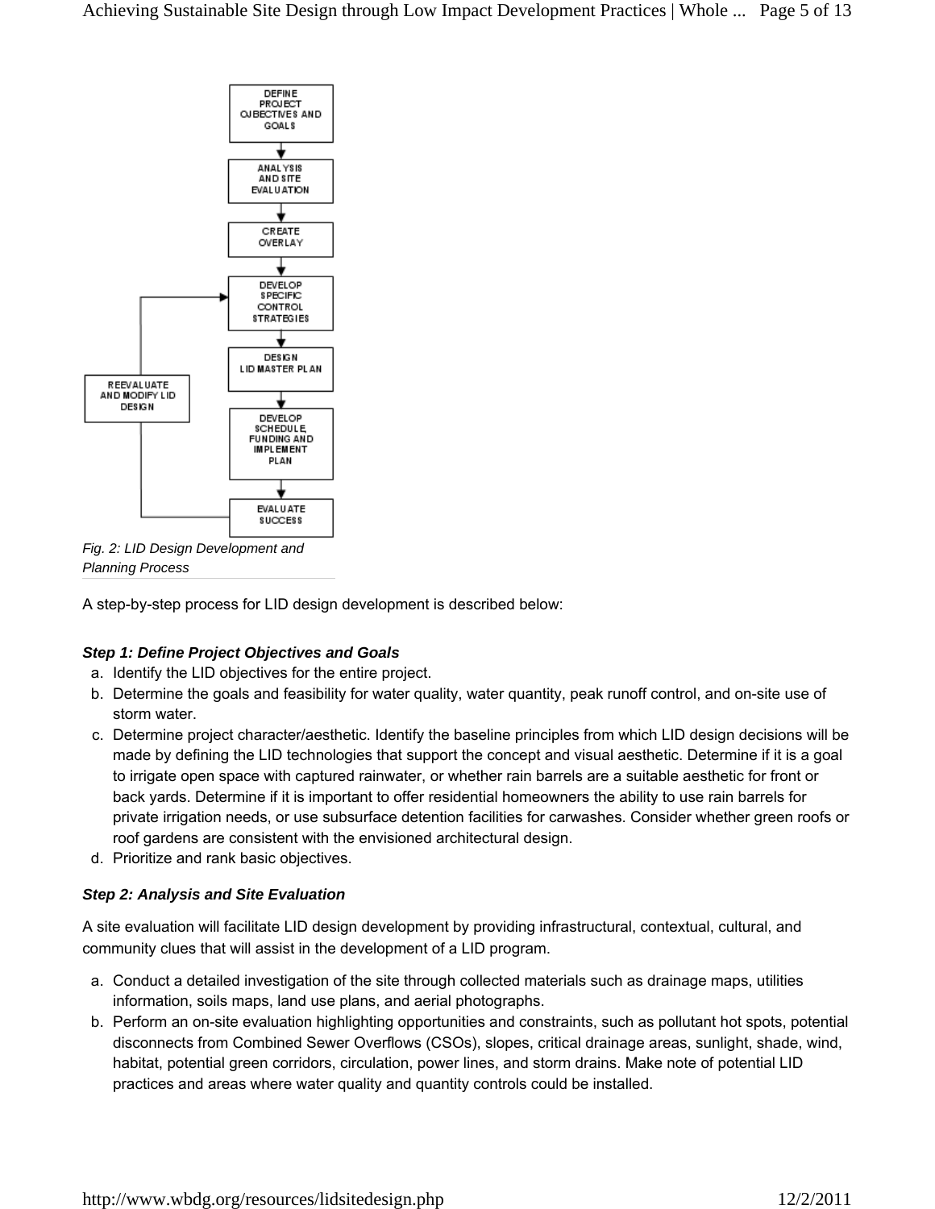Fig. 2: LID Design Development and Planning Process

A step-by-step process for LID design development is described below:

### *Step 1: Define Project Objectives and Goals*

a. Identify the LID objectives for the entire project.
b. Determine the goals and feasibility for water quality, water quantity, peak runoff control, and on-site use of storm water.
c. Determine project character/aesthetic. Identify the baseline principles from which LID design decisions will be made by defining the LID technologies that support the concept and visual aesthetic. Determine if it is a goal to irrigate open space with captured rainwater, or whether rain barrels are a suitable aesthetic for front or back yards. Determine if it is important to offer residential homeowners the ability to use rain barrels for private irrigation needs, or use subsurface detention facilities for carwashes. Consider whether green roofs or roof gardens are consistent with the envisioned architectural design.
d. Prioritize and rank basic objectives.

### *Step 2: Analysis and Site Evaluation*

A site evaluation will facilitate LID design development by providing infrastructural, contextual, cultural, and community clues that will assist in the development of a LID program.

a. Conduct a detailed investigation of the site through collected materials such as drainage maps, utilities information, soils maps, land use plans, and aerial photographs.
b. Perform an on-site evaluation highlighting opportunities and constraints, such as pollutant hot spots, potential disconnects from Combined Sewer Overflows (CSOs), slopes, critical drainage areas, sunlight, shade, wind, habitat, potential green corridors, circulation, power lines, and storm drains. Make note of potential LID practices and areas where water quality and quantity controls could be installed.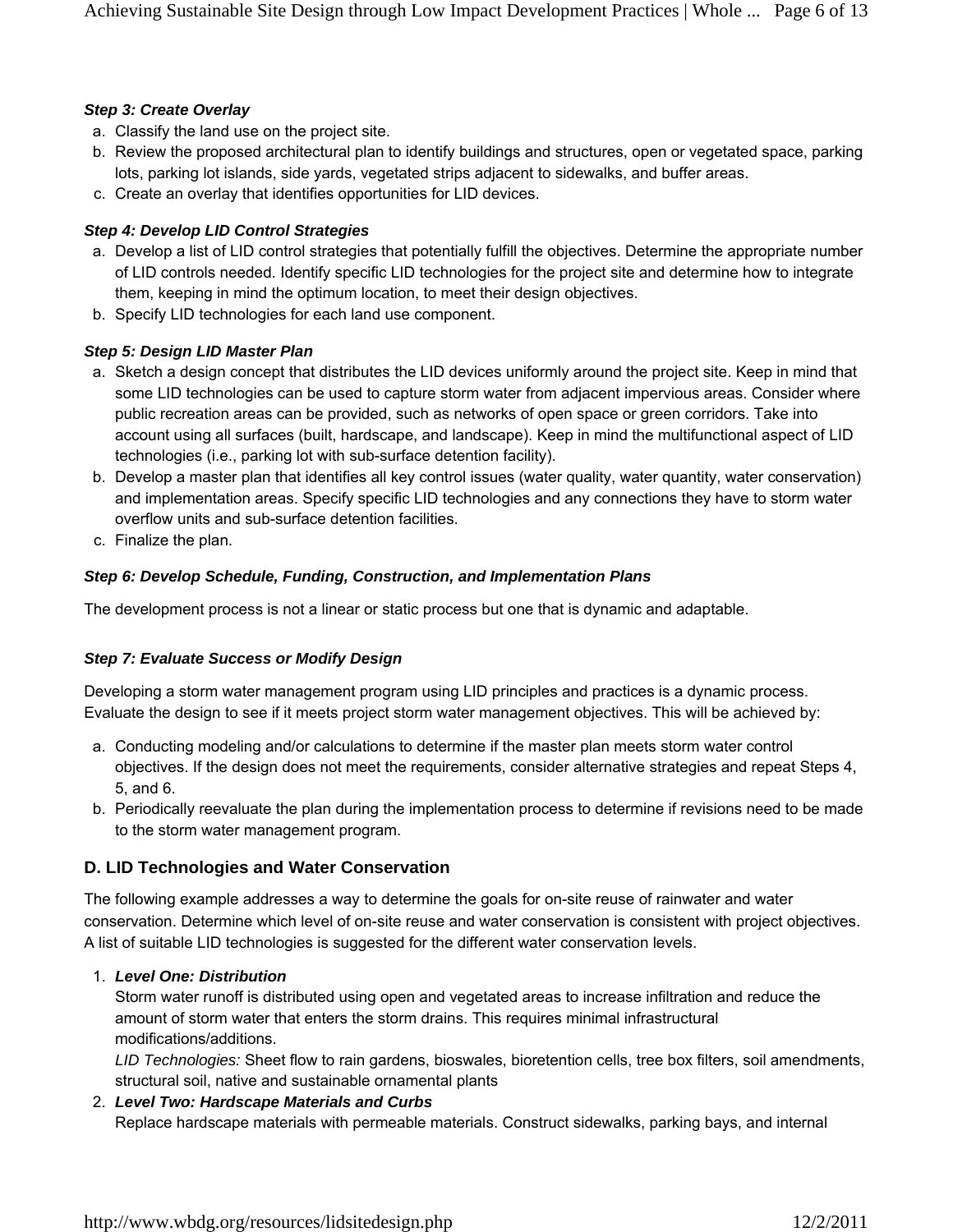***Step 3: Create Overlay***

a. Classify the land use on the project site.
b. Review the proposed architectural plan to identify buildings and structures, open or vegetated space, parking lots, parking lot islands, side yards, vegetated strips adjacent to sidewalks, and buffer areas.
c. Create an overlay that identifies opportunities for LID devices.

***Step 4: Develop LID Control Strategies***

a. Develop a list of LID control strategies that potentially fulfill the objectives. Determine the appropriate number of LID controls needed. Identify specific LID technologies for the project site and determine how to integrate them, keeping in mind the optimum location, to meet their design objectives.
b. Specify LID technologies for each land use component.

***Step 5: Design LID Master Plan***

a. Sketch a design concept that distributes the LID devices uniformly around the project site. Keep in mind that some LID technologies can be used to capture storm water from adjacent impervious areas. Consider where public recreation areas can be provided, such as networks of open space or green corridors. Take into account using all surfaces (built, hardscape, and landscape). Keep in mind the multifunctional aspect of LID technologies (i.e., parking lot with sub-surface detention facility).
b. Develop a master plan that identifies all key control issues (water quality, water quantity, water conservation) and implementation areas. Specify specific LID technologies and any connections they have to storm water overflow units and sub-surface detention facilities.
c. Finalize the plan.

***Step 6: Develop Schedule, Funding, Construction, and Implementation Plans***

The development process is not a linear or static process but one that is dynamic and adaptable.

***Step 7: Evaluate Success or Modify Design***

Developing a storm water management program using LID principles and practices is a dynamic process. Evaluate the design to see if it meets project storm water management objectives. This will be achieved by:

a. Conducting modeling and/or calculations to determine if the master plan meets storm water control objectives. If the design does not meet the requirements, consider alternative strategies and repeat Steps 4, 5, and 6.
b. Periodically reevaluate the plan during the implementation process to determine if revisions need to be made to the storm water management program.

## D. LID Technologies and Water Conservation

The following example addresses a way to determine the goals for on-site reuse of rainwater and water conservation. Determine which level of on-site reuse and water conservation is consistent with project objectives. A list of suitable LID technologies is suggested for the different water conservation levels.

1. ***Level One: Distribution***
   Storm water runoff is distributed using open and vegetated areas to increase infiltration and reduce the amount of storm water that enters the storm drains. This requires minimal infrastructural modifications/additions.
   *LID Technologies:* Sheet flow to rain gardens, bioswales, bioretention cells, tree box filters, soil amendments, structural soil, native and sustainable ornamental plants
2. ***Level Two: Hardscape Materials and Curbs***
   Replace hardscape materials with permeable materials. Construct sidewalks, parking bays, and internal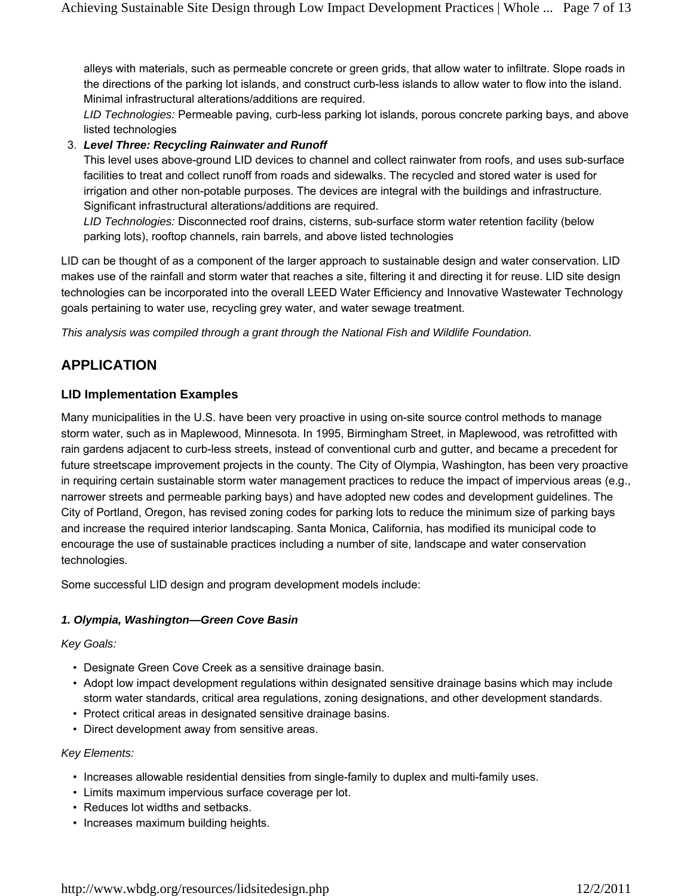alleys with materials, such as permeable concrete or green grids, that allow water to infiltrate. Slope roads in the directions of the parking lot islands, and construct curb-less islands to allow water to flow into the island. Minimal infrastructural alterations/additions are required.
*LID Technologies:* Permeable paving, curb-less parking lot islands, porous concrete parking bays, and above listed technologies

3. ***Level Three: Recycling Rainwater and Runoff***
This level uses above-ground LID devices to channel and collect rainwater from roofs, and uses sub-surface facilities to treat and collect runoff from roads and sidewalks. The recycled and stored water is used for irrigation and other non-potable purposes. The devices are integral with the buildings and infrastructure. Significant infrastructural alterations/additions are required.
*LID Technologies:* Disconnected roof drains, cisterns, sub-surface storm water retention facility (below parking lots), rooftop channels, rain barrels, and above listed technologies

LID can be thought of as a component of the larger approach to sustainable design and water conservation. LID makes use of the rainfall and storm water that reaches a site, filtering it and directing it for reuse. LID site design technologies can be incorporated into the overall LEED Water Efficiency and Innovative Wastewater Technology goals pertaining to water use, recycling grey water, and water sewage treatment.

*This analysis was compiled through a grant through the National Fish and Wildlife Foundation.*

## APPLICATION

### LID Implementation Examples

Many municipalities in the U.S. have been very proactive in using on-site source control methods to manage storm water, such as in Maplewood, Minnesota. In 1995, Birmingham Street, in Maplewood, was retrofitted with rain gardens adjacent to curb-less streets, instead of conventional curb and gutter, and became a precedent for future streetscape improvement projects in the county. The City of Olympia, Washington, has been very proactive in requiring certain sustainable storm water management practices to reduce the impact of impervious areas (e.g., narrower streets and permeable parking bays) and have adopted new codes and development guidelines. The City of Portland, Oregon, has revised zoning codes for parking lots to reduce the minimum size of parking bays and increase the required interior landscaping. Santa Monica, California, has modified its municipal code to encourage the use of sustainable practices including a number of site, landscape and water conservation technologies.

Some successful LID design and program development models include:

#### *1. Olympia, Washington—Green Cove Basin*

*Key Goals:*

- Designate Green Cove Creek as a sensitive drainage basin.
- Adopt low impact development regulations within designated sensitive drainage basins which may include storm water standards, critical area regulations, zoning designations, and other development standards.
- Protect critical areas in designated sensitive drainage basins.
- Direct development away from sensitive areas.

*Key Elements:*

- Increases allowable residential densities from single-family to duplex and multi-family uses.
- Limits maximum impervious surface coverage per lot.
- Reduces lot widths and setbacks.
- Increases maximum building heights.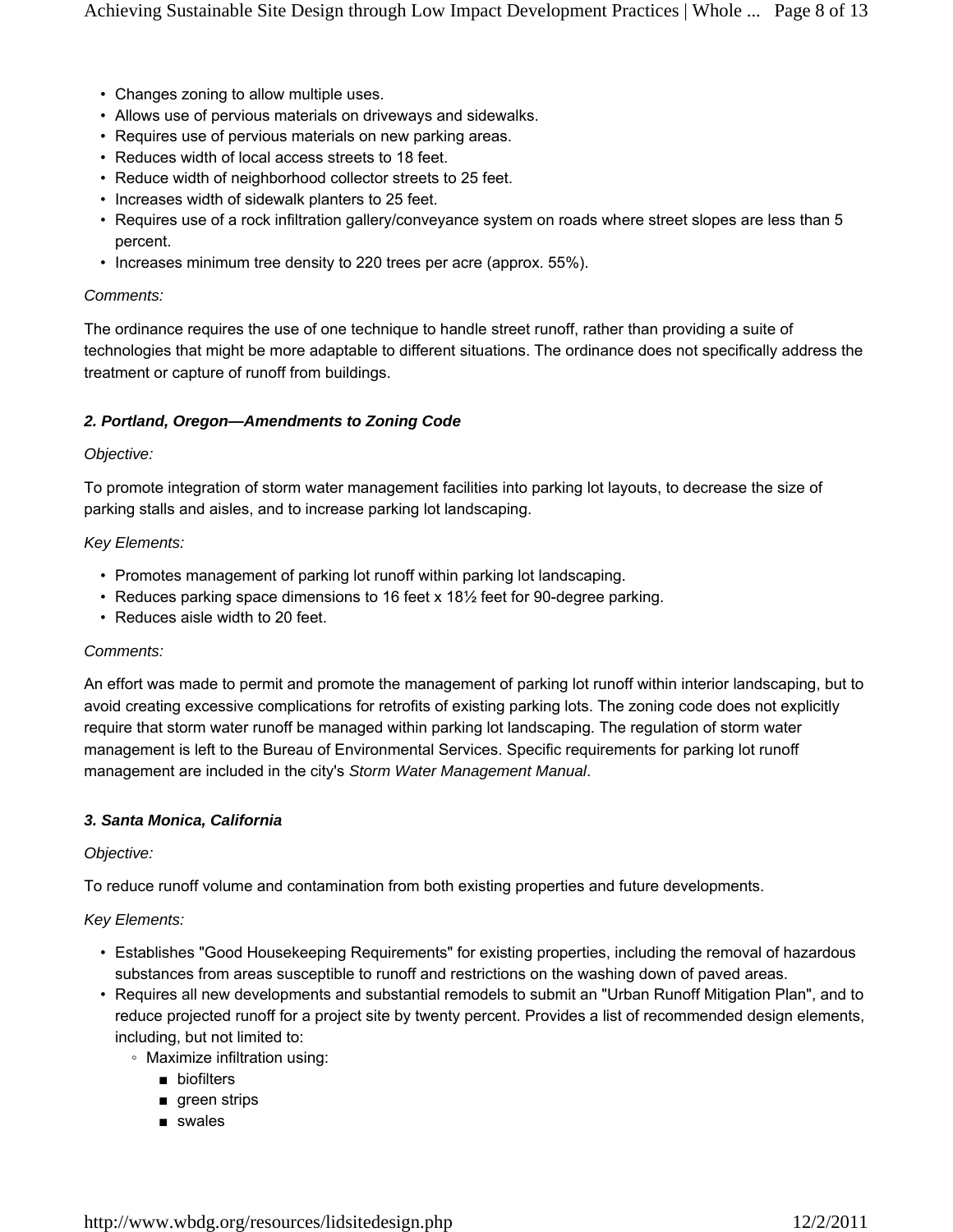- Changes zoning to allow multiple uses.
- Allows use of pervious materials on driveways and sidewalks.
- Requires use of pervious materials on new parking areas.
- Reduces width of local access streets to 18 feet.
- Reduce width of neighborhood collector streets to 25 feet.
- Increases width of sidewalk planters to 25 feet.
- Requires use of a rock infiltration gallery/conveyance system on roads where street slopes are less than 5 percent.
- Increases minimum tree density to 220 trees per acre (approx. 55%).

*Comments:*

The ordinance requires the use of one technique to handle street runoff, rather than providing a suite of technologies that might be more adaptable to different situations. The ordinance does not specifically address the treatment or capture of runoff from buildings.

### *2. Portland, Oregon—Amendments to Zoning Code*

*Objective:*

To promote integration of storm water management facilities into parking lot layouts, to decrease the size of parking stalls and aisles, and to increase parking lot landscaping.

*Key Elements:*

- Promotes management of parking lot runoff within parking lot landscaping.
- Reduces parking space dimensions to 16 feet x 18½ feet for 90-degree parking.
- Reduces aisle width to 20 feet.

*Comments:*

An effort was made to permit and promote the management of parking lot runoff within interior landscaping, but to avoid creating excessive complications for retrofits of existing parking lots. The zoning code does not explicitly require that storm water runoff be managed within parking lot landscaping. The regulation of storm water management is left to the Bureau of Environmental Services. Specific requirements for parking lot runoff management are included in the city's *Storm Water Management Manual*.

### *3. Santa Monica, California*

*Objective:*

To reduce runoff volume and contamination from both existing properties and future developments.

*Key Elements:*

- Establishes "Good Housekeeping Requirements" for existing properties, including the removal of hazardous substances from areas susceptible to runoff and restrictions on the washing down of paved areas.
- Requires all new developments and substantial remodels to submit an "Urban Runoff Mitigation Plan", and to reduce projected runoff for a project site by twenty percent. Provides a list of recommended design elements, including, but not limited to:
  - Maximize infiltration using:
    - biofilters
    - green strips
    - swales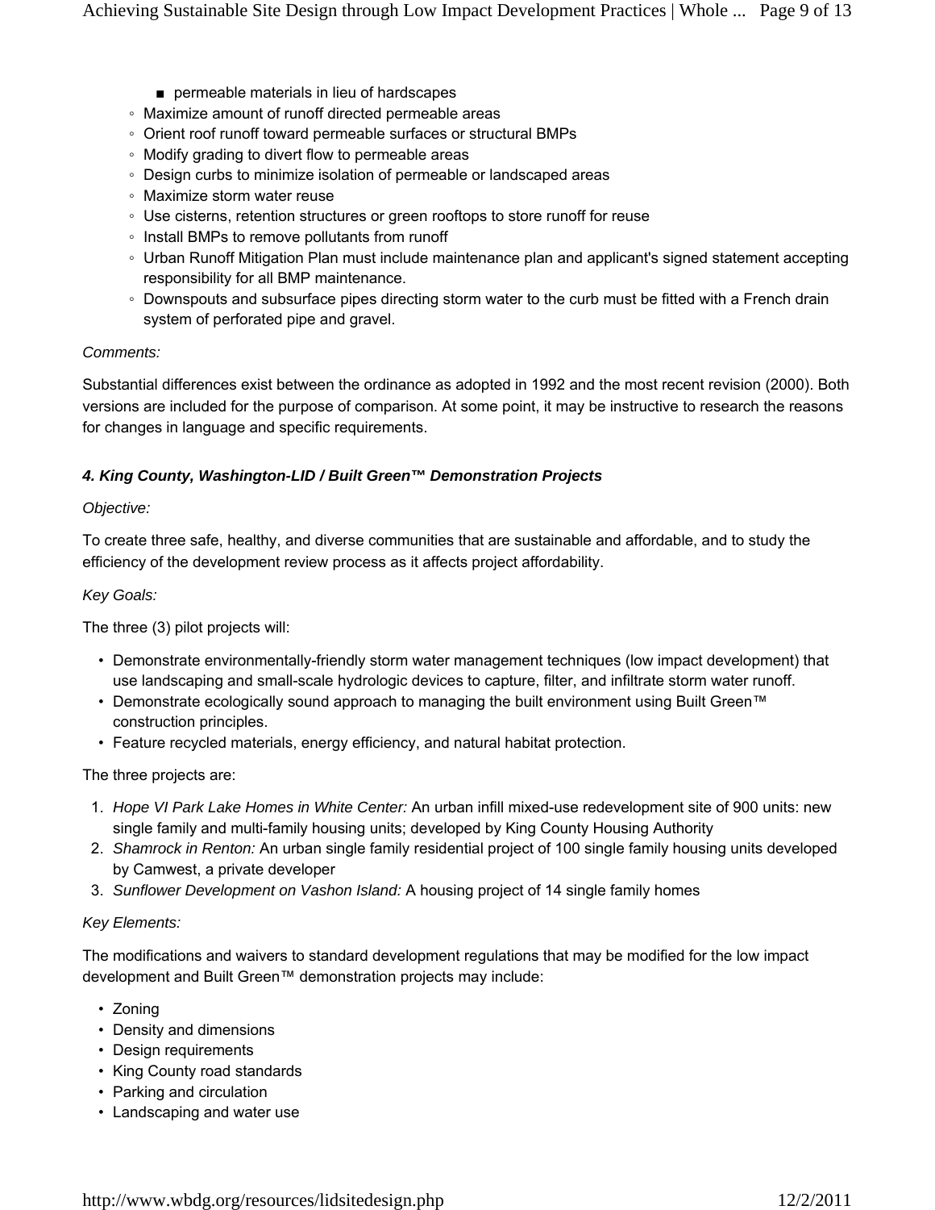- permeable materials in lieu of hardscapes
    - Maximize amount of runoff directed permeable areas
    - Orient roof runoff toward permeable surfaces or structural BMPs
    - Modify grading to divert flow to permeable areas
    - Design curbs to minimize isolation of permeable or landscaped areas
    - Maximize storm water reuse
    - Use cisterns, retention structures or green rooftops to store runoff for reuse
    - Install BMPs to remove pollutants from runoff
    - Urban Runoff Mitigation Plan must include maintenance plan and applicant's signed statement accepting responsibility for all BMP maintenance.
    - Downspouts and subsurface pipes directing storm water to the curb must be fitted with a French drain system of perforated pipe and gravel.

*Comments:*

Substantial differences exist between the ordinance as adopted in 1992 and the most recent revision (2000). Both versions are included for the purpose of comparison. At some point, it may be instructive to research the reasons for changes in language and specific requirements.

### *4. King County, Washington-LID / Built Green™ Demonstration Projects*

*Objective:*

To create three safe, healthy, and diverse communities that are sustainable and affordable, and to study the efficiency of the development review process as it affects project affordability.

*Key Goals:*

The three (3) pilot projects will:

- Demonstrate environmentally-friendly storm water management techniques (low impact development) that use landscaping and small-scale hydrologic devices to capture, filter, and infiltrate storm water runoff.
- Demonstrate ecologically sound approach to managing the built environment using Built Green™ construction principles.
- Feature recycled materials, energy efficiency, and natural habitat protection.

The three projects are:

1. *Hope VI Park Lake Homes in White Center:* An urban infill mixed-use redevelopment site of 900 units: new single family and multi-family housing units; developed by King County Housing Authority
2. *Shamrock in Renton:* An urban single family residential project of 100 single family housing units developed by Camwest, a private developer
3. *Sunflower Development on Vashon Island:* A housing project of 14 single family homes

*Key Elements:*

The modifications and waivers to standard development regulations that may be modified for the low impact development and Built Green™ demonstration projects may include:

- Zoning
- Density and dimensions
- Design requirements
- King County road standards
- Parking and circulation
- Landscaping and water use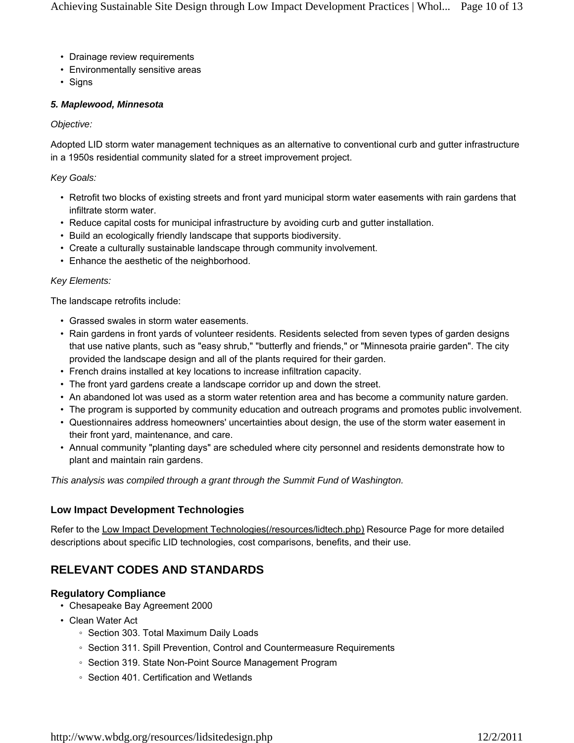- Drainage review requirements
- Environmentally sensitive areas
- Signs

***5. Maplewood, Minnesota***

*Objective:*

Adopted LID storm water management techniques as an alternative to conventional curb and gutter infrastructure in a 1950s residential community slated for a street improvement project.

*Key Goals:*

- Retrofit two blocks of existing streets and front yard municipal storm water easements with rain gardens that infiltrate storm water.
- Reduce capital costs for municipal infrastructure by avoiding curb and gutter installation.
- Build an ecologically friendly landscape that supports biodiversity.
- Create a culturally sustainable landscape through community involvement.
- Enhance the aesthetic of the neighborhood.

*Key Elements:*

The landscape retrofits include:

- Grassed swales in storm water easements.
- Rain gardens in front yards of volunteer residents. Residents selected from seven types of garden designs that use native plants, such as "easy shrub," "butterfly and friends," or "Minnesota prairie garden". The city provided the landscape design and all of the plants required for their garden.
- French drains installed at key locations to increase infiltration capacity.
- The front yard gardens create a landscape corridor up and down the street.
- An abandoned lot was used as a storm water retention area and has become a community nature garden.
- The program is supported by community education and outreach programs and promotes public involvement.
- Questionnaires address homeowners' uncertainties about design, the use of the storm water easement in their front yard, maintenance, and care.
- Annual community "planting days" are scheduled where city personnel and residents demonstrate how to plant and maintain rain gardens.

*This analysis was compiled through a grant through the Summit Fund of Washington.*

### Low Impact Development Technologies

Refer to the Low Impact Development Technologies(/resources/lidtech.php) Resource Page for more detailed descriptions about specific LID technologies, cost comparisons, benefits, and their use.

## RELEVANT CODES AND STANDARDS

### Regulatory Compliance

- Chesapeake Bay Agreement 2000
- Clean Water Act
  - Section 303. Total Maximum Daily Loads
  - Section 311. Spill Prevention, Control and Countermeasure Requirements
  - Section 319. State Non-Point Source Management Program
  - Section 401. Certification and Wetlands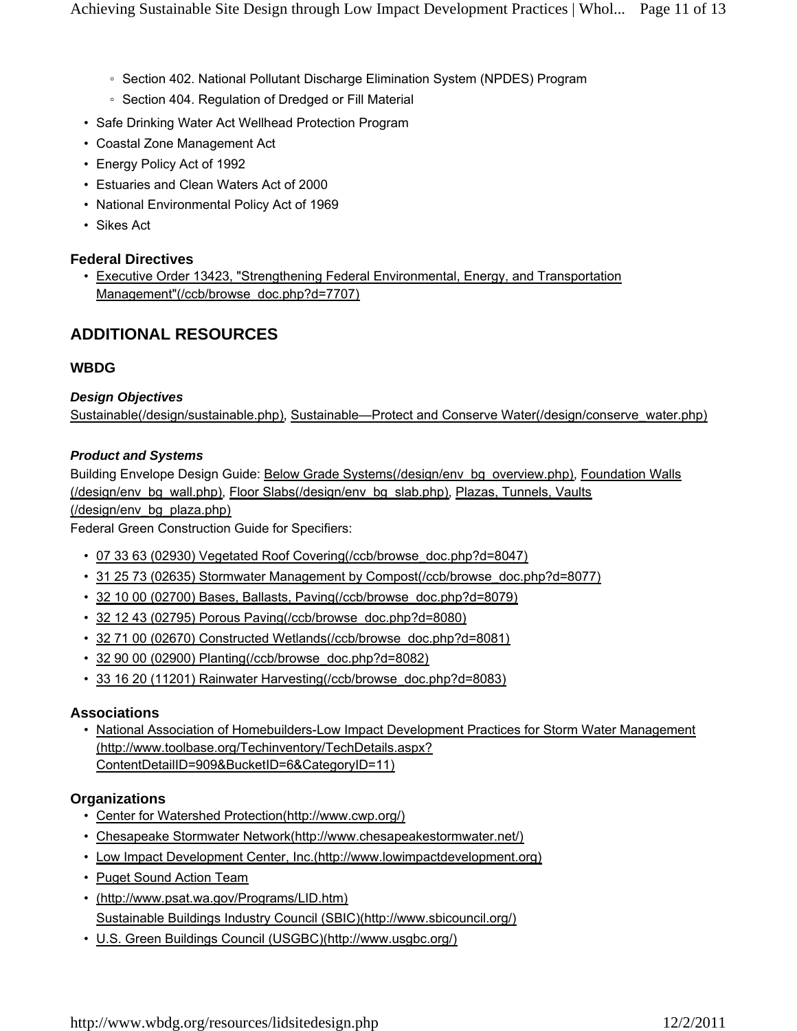- Section 402. National Pollutant Discharge Elimination System (NPDES) Program
    - Section 404. Regulation of Dredged or Fill Material
- Safe Drinking Water Act Wellhead Protection Program
- Coastal Zone Management Act
- Energy Policy Act of 1992
- Estuaries and Clean Waters Act of 2000
- National Environmental Policy Act of 1969
- Sikes Act

### Federal Directives

- Executive Order 13423, "Strengthening Federal Environmental, Energy, and Transportation Management"(/ccb/browse_doc.php?d=7707)

## ADDITIONAL RESOURCES

### WBDG

***Design Objectives***

Sustainable(/design/sustainable.php), Sustainable—Protect and Conserve Water(/design/conserve_water.php)

***Product and Systems***

Building Envelope Design Guide: Below Grade Systems(/design/env_bg_overview.php), Foundation Walls (/design/env_bg_wall.php), Floor Slabs(/design/env_bg_slab.php), Plazas, Tunnels, Vaults (/design/env_bg_plaza.php)

Federal Green Construction Guide for Specifiers:

- 07 33 63 (02930) Vegetated Roof Covering(/ccb/browse_doc.php?d=8047)
- 31 25 73 (02635) Stormwater Management by Compost(/ccb/browse_doc.php?d=8077)
- 32 10 00 (02700) Bases, Ballasts, Paving(/ccb/browse_doc.php?d=8079)
- 32 12 43 (02795) Porous Paving(/ccb/browse_doc.php?d=8080)
- 32 71 00 (02670) Constructed Wetlands(/ccb/browse_doc.php?d=8081)
- 32 90 00 (02900) Planting(/ccb/browse_doc.php?d=8082)
- 33 16 20 (11201) Rainwater Harvesting(/ccb/browse_doc.php?d=8083)

### Associations

- National Association of Homebuilders-Low Impact Development Practices for Storm Water Management (http://www.toolbase.org/Techinventory/TechDetails.aspx?ContentDetailID=909&BucketID=6&CategoryID=11)

### Organizations

- Center for Watershed Protection(http://www.cwp.org/)
- Chesapeake Stormwater Network(http://www.chesapeakestormwater.net/)
- Low Impact Development Center, Inc.(http://www.lowimpactdevelopment.org)
- Puget Sound Action Team
- (http://www.psat.wa.gov/Programs/LID.htm) Sustainable Buildings Industry Council (SBIC)(http://www.sbicouncil.org/)
- U.S. Green Buildings Council (USGBC)(http://www.usgbc.org/)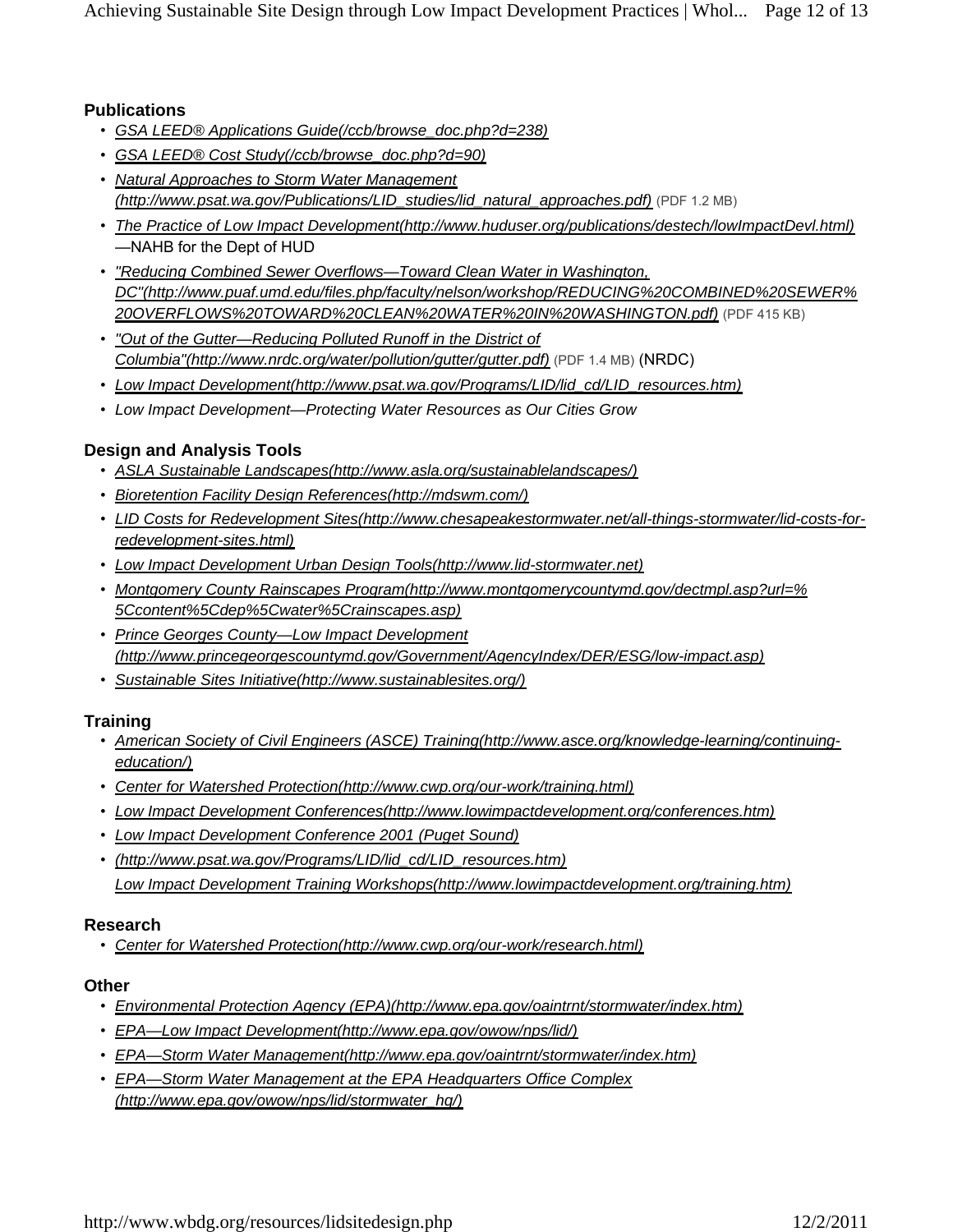## Publications

- *GSA LEED® Applications Guide(/ccb/browse_doc.php?d=238)*
- *GSA LEED® Cost Study(/ccb/browse_doc.php?d=90)*
- *Natural Approaches to Storm Water Management (http://www.psat.wa.gov/Publications/LID_studies/lid_natural_approaches.pdf)* (PDF 1.2 MB)
- *The Practice of Low Impact Development(http://www.huduser.org/publications/destech/lowImpactDevl.html)* —NAHB for the Dept of HUD
- *"Reducing Combined Sewer Overflows—Toward Clean Water in Washington, DC"(http://www.puaf.umd.edu/files.php/faculty/nelson/workshop/REDUCING%20COMBINED%20SEWER%20OVERFLOWS%20TOWARD%20CLEAN%20WATER%20IN%20WASHINGTON.pdf)* (PDF 415 KB)
- *"Out of the Gutter—Reducing Polluted Runoff in the District of Columbia"(http://www.nrdc.org/water/pollution/gutter/gutter.pdf)* (PDF 1.4 MB) (NRDC)
- *Low Impact Development(http://www.psat.wa.gov/Programs/LID/lid_cd/LID_resources.htm)*
- *Low Impact Development—Protecting Water Resources as Our Cities Grow*

## Design and Analysis Tools

- *ASLA Sustainable Landscapes(http://www.asla.org/sustainablelandscapes/)*
- *Bioretention Facility Design References(http://mdswm.com/)*
- *LID Costs for Redevelopment Sites(http://www.chesapeakestormwater.net/all-things-stormwater/lid-costs-for-redevelopment-sites.html)*
- *Low Impact Development Urban Design Tools(http://www.lid-stormwater.net)*
- *Montgomery County Rainscapes Program(http://www.montgomerycountymd.gov/dectmpl.asp?url=%5Ccontent%5Cdep%5Cwater%5Crainscapes.asp)*
- *Prince Georges County—Low Impact Development (http://www.princegeorgescountymd.gov/Government/AgencyIndex/DER/ESG/low-impact.asp)*
- *Sustainable Sites Initiative(http://www.sustainablesites.org/)*

## Training

- *American Society of Civil Engineers (ASCE) Training(http://www.asce.org/knowledge-learning/continuing-education/)*
- *Center for Watershed Protection(http://www.cwp.org/our-work/training.html)*
- *Low Impact Development Conferences(http://www.lowimpactdevelopment.org/conferences.htm)*
- *Low Impact Development Conference 2001 (Puget Sound)*
- *(http://www.psat.wa.gov/Programs/LID/lid_cd/LID_resources.htm)*
  *Low Impact Development Training Workshops(http://www.lowimpactdevelopment.org/training.htm)*

## Research

- *Center for Watershed Protection(http://www.cwp.org/our-work/research.html)*

## Other

- *Environmental Protection Agency (EPA)(http://www.epa.gov/oaintrnt/stormwater/index.htm)*
- *EPA—Low Impact Development(http://www.epa.gov/owow/nps/lid/)*
- *EPA—Storm Water Management(http://www.epa.gov/oaintrnt/stormwater/index.htm)*
- *EPA—Storm Water Management at the EPA Headquarters Office Complex (http://www.epa.gov/owow/nps/lid/stormwater_hq/)*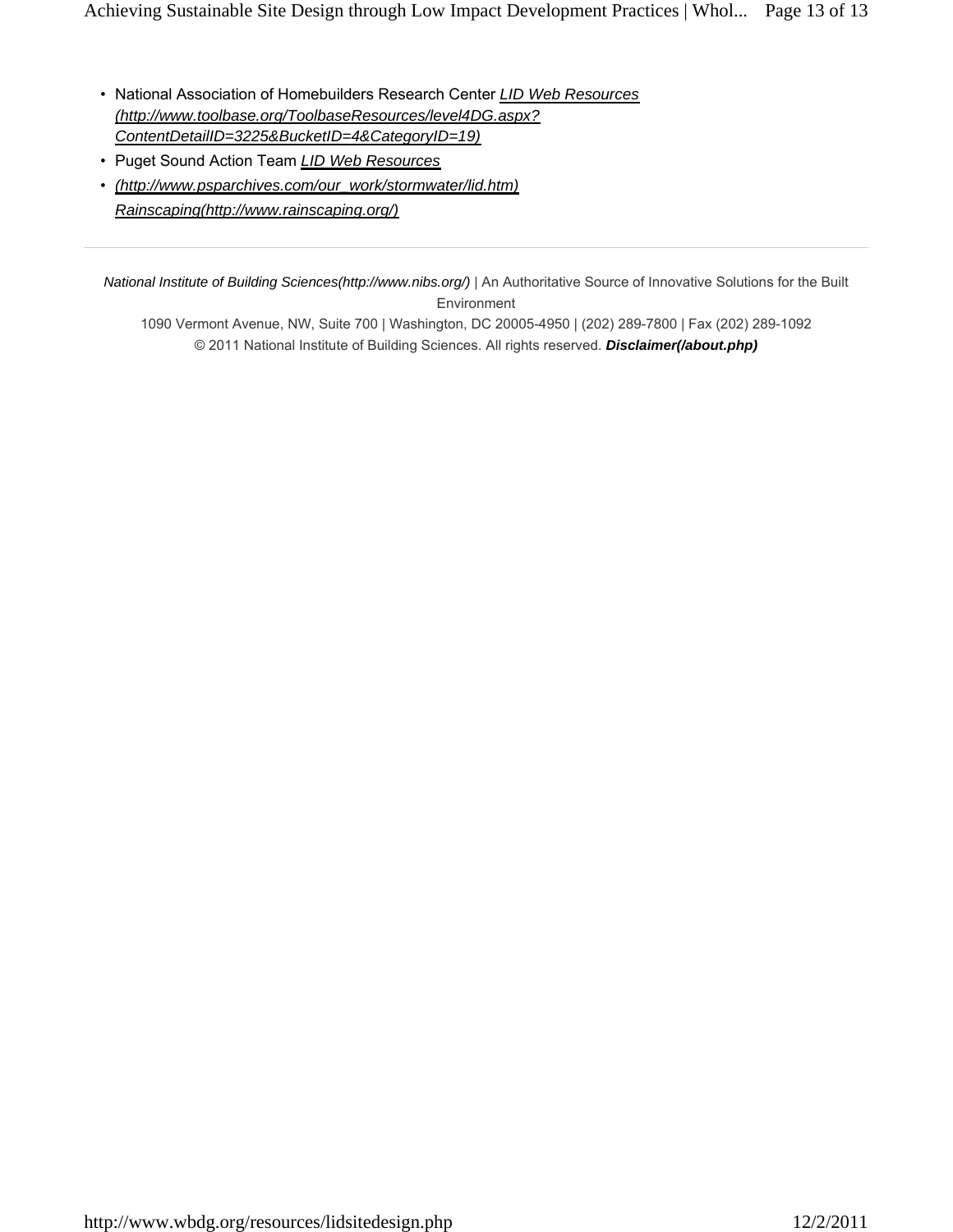- National Association of Homebuilders Research Center *LID Web Resources (http://www.toolbase.org/ToolbaseResources/level4DG.aspx?ContentDetailID=3225&BucketID=4&CategoryID=19)*
- Puget Sound Action Team *LID Web Resources*
- *(http://www.psparchives.com/our_work/stormwater/lid.htm) Rainscaping(http://www.rainscaping.org/)*

---

*National Institute of Building Sciences(http://www.nibs.org/)* | An Authoritative Source of Innovative Solutions for the Built Environment

1090 Vermont Avenue, NW, Suite 700 | Washington, DC 20005-4950 | (202) 289-7800 | Fax (202) 289-1092

© 2011 National Institute of Building Sciences. All rights reserved. ***Disclaimer(/about.php)***